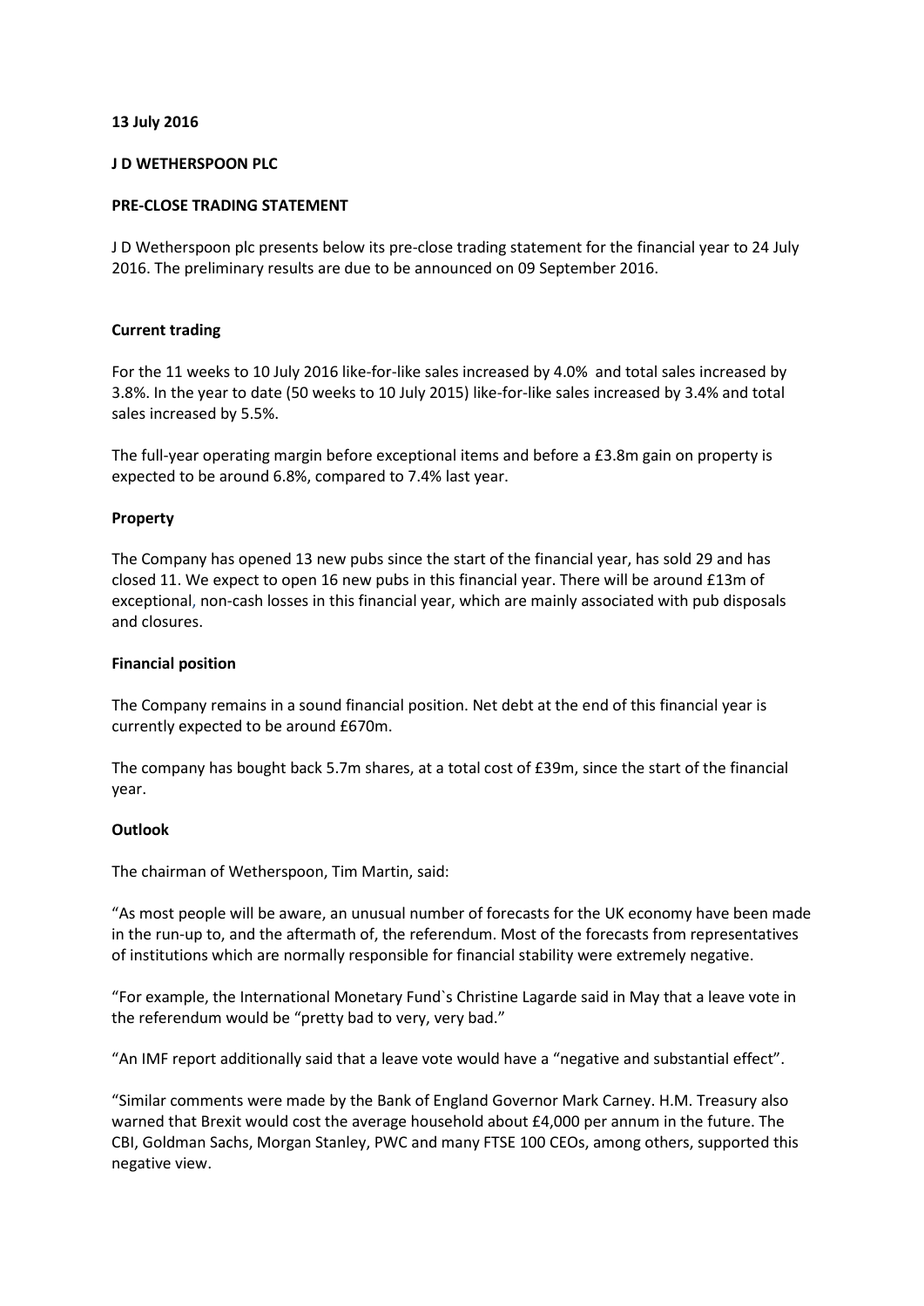**13 July 2016**

**J D WETHERSPOON PLC**

**PRE-CLOSE TRADING STATEMENT**

J D Wetherspoon plc presents below its pre-close trading statement for the financial year to 24 July 2016. The preliminary results are due to be announced on 09 September 2016.

**Current trading**

For the 11 weeks to 10 July 2016 like-for-like sales increased by 4.0% and total sales increased by 3.8%. In the year to date (50 weeks to 10 July 2015) like-for-like sales increased by 3.4% and total sales increased by 5.5%.

The full-year operating margin before exceptional items and before a £3.8m gain on property is expected to be around 6.8%, compared to 7.4% last year.

**Property**

The Company has opened 13 new pubs since the start of the financial year, has sold 29 and has closed 11. We expect to open 16 new pubs in this financial year. There will be around £13m of exceptional, non-cash losses in this financial year, which are mainly associated with pub disposals and closures.

**Financial position**

The Company remains in a sound financial position. Net debt at the end of this financial year is currently expected to be around £670m.

The company has bought back 5.7m shares, at a total cost of £39m, since the start of the financial year.

**Outlook**

The chairman of Wetherspoon, Tim Martin, said:

"As most people will be aware, an unusual number of forecasts for the UK economy have been made in the run-up to, and the aftermath of, the referendum. Most of the forecasts from representatives of institutions which are normally responsible for financial stability were extremely negative.

"For example, the International Monetary Fund`s Christine Lagarde said in May that a leave vote in the referendum would be "pretty bad to very, very bad."

"An IMF report additionally said that a leave vote would have a "negative and substantial effect".

"Similar comments were made by the Bank of England Governor Mark Carney. H.M. Treasury also warned that Brexit would cost the average household about £4,000 per annum in the future. The CBI, Goldman Sachs, Morgan Stanley, PWC and many FTSE 100 CEOs, among others, supported this negative view.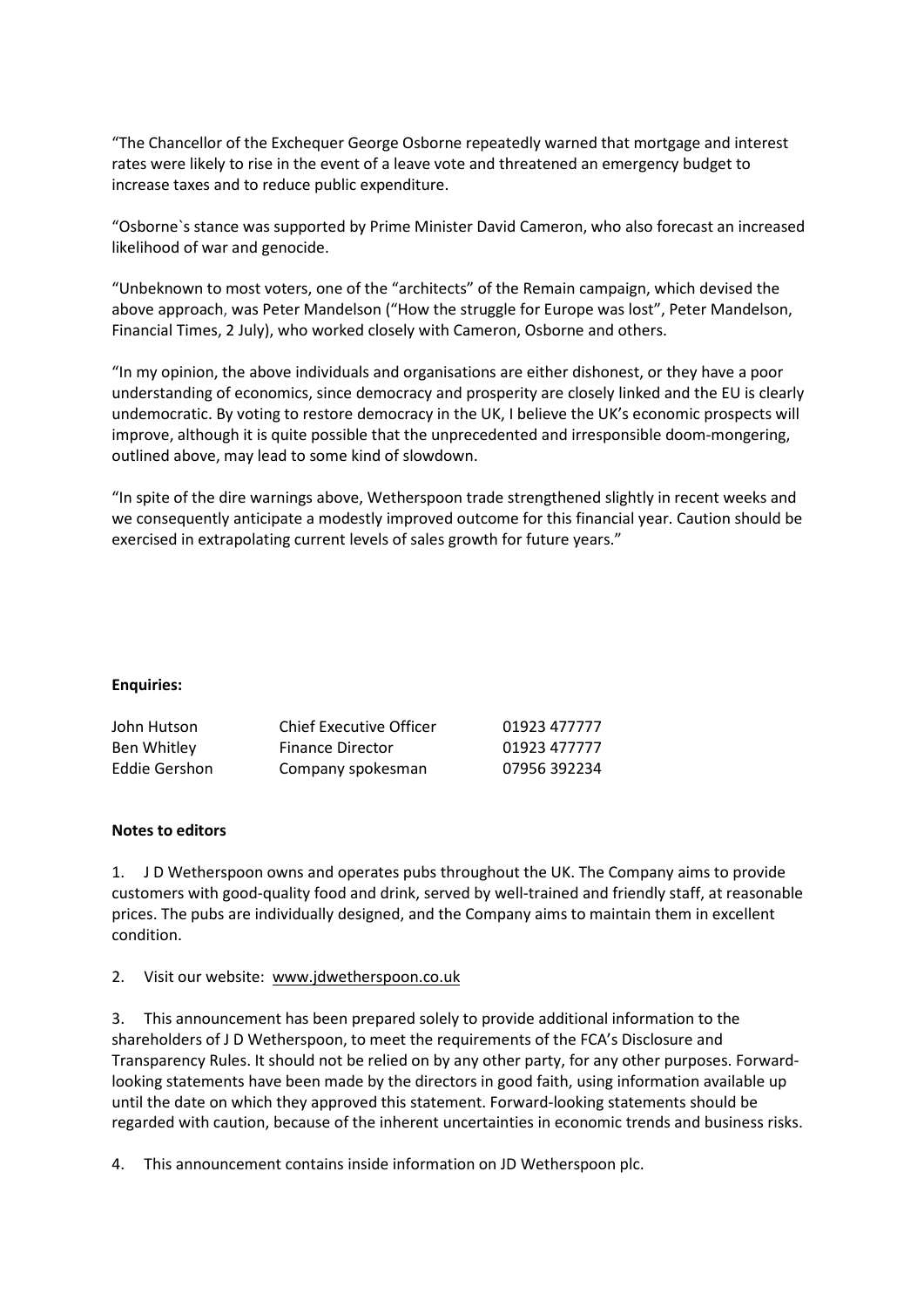"The Chancellor of the Exchequer George Osborne repeatedly warned that mortgage and interest rates were likely to rise in the event of a leave vote and threatened an emergency budget to increase taxes and to reduce public expenditure.

"Osborne`s stance was supported by Prime Minister David Cameron, who also forecast an increased likelihood of war and genocide.

"Unbeknown to most voters, one of the "architects" of the Remain campaign, which devised the above approach, was Peter Mandelson ("How the struggle for Europe was lost", Peter Mandelson, Financial Times, 2 July), who worked closely with Cameron, Osborne and others.

"In my opinion, the above individuals and organisations are either dishonest, or they have a poor understanding of economics, since democracy and prosperity are closely linked and the EU is clearly undemocratic. By voting to restore democracy in the UK, I believe the UK's economic prospects will improve, although it is quite possible that the unprecedented and irresponsible doom-mongering, outlined above, may lead to some kind of slowdown.

"In spite of the dire warnings above, Wetherspoon trade strengthened slightly in recent weeks and we consequently anticipate a modestly improved outcome for this financial year. Caution should be exercised in extrapolating current levels of sales growth for future years."

**Enquiries:**

| | | |
|---|---|---|
| John Hutson | Chief Executive Officer | 01923 477777 |
| Ben Whitley | Finance Director | 01923 477777 |
| Eddie Gershon | Company spokesman | 07956 392234 |

**Notes to editors**

1. J D Wetherspoon owns and operates pubs throughout the UK. The Company aims to provide customers with good-quality food and drink, served by well-trained and friendly staff, at reasonable prices. The pubs are individually designed, and the Company aims to maintain them in excellent condition.

2. Visit our website: www.jdwetherspoon.co.uk

3. This announcement has been prepared solely to provide additional information to the shareholders of J D Wetherspoon, to meet the requirements of the FCA's Disclosure and Transparency Rules. It should not be relied on by any other party, for any other purposes. Forward-looking statements have been made by the directors in good faith, using information available up until the date on which they approved this statement. Forward-looking statements should be regarded with caution, because of the inherent uncertainties in economic trends and business risks.

4. This announcement contains inside information on JD Wetherspoon plc.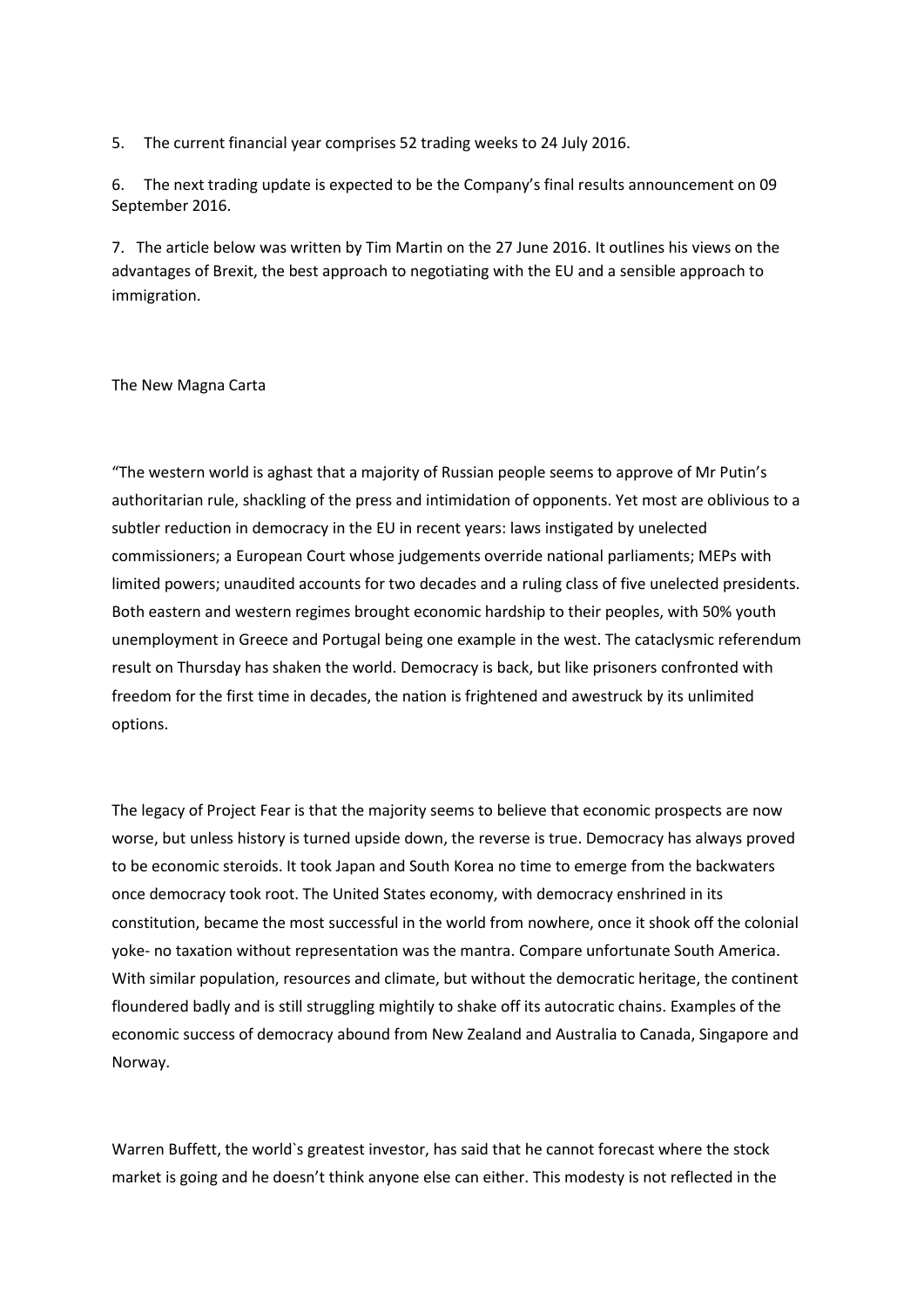5. The current financial year comprises 52 trading weeks to 24 July 2016.

6. The next trading update is expected to be the Company's final results announcement on 09 September 2016.

7. The article below was written by Tim Martin on the 27 June 2016. It outlines his views on the advantages of Brexit, the best approach to negotiating with the EU and a sensible approach to immigration.

The New Magna Carta

"The western world is aghast that a majority of Russian people seems to approve of Mr Putin's authoritarian rule, shackling of the press and intimidation of opponents. Yet most are oblivious to a subtler reduction in democracy in the EU in recent years: laws instigated by unelected commissioners; a European Court whose judgements override national parliaments; MEPs with limited powers; unaudited accounts for two decades and a ruling class of five unelected presidents. Both eastern and western regimes brought economic hardship to their peoples, with 50% youth unemployment in Greece and Portugal being one example in the west. The cataclysmic referendum result on Thursday has shaken the world. Democracy is back, but like prisoners confronted with freedom for the first time in decades, the nation is frightened and awestruck by its unlimited options.

The legacy of Project Fear is that the majority seems to believe that economic prospects are now worse, but unless history is turned upside down, the reverse is true. Democracy has always proved to be economic steroids. It took Japan and South Korea no time to emerge from the backwaters once democracy took root. The United States economy, with democracy enshrined in its constitution, became the most successful in the world from nowhere, once it shook off the colonial yoke- no taxation without representation was the mantra. Compare unfortunate South America. With similar population, resources and climate, but without the democratic heritage, the continent floundered badly and is still struggling mightily to shake off its autocratic chains. Examples of the economic success of democracy abound from New Zealand and Australia to Canada, Singapore and Norway.

Warren Buffett, the world`s greatest investor, has said that he cannot forecast where the stock market is going and he doesn't think anyone else can either. This modesty is not reflected in the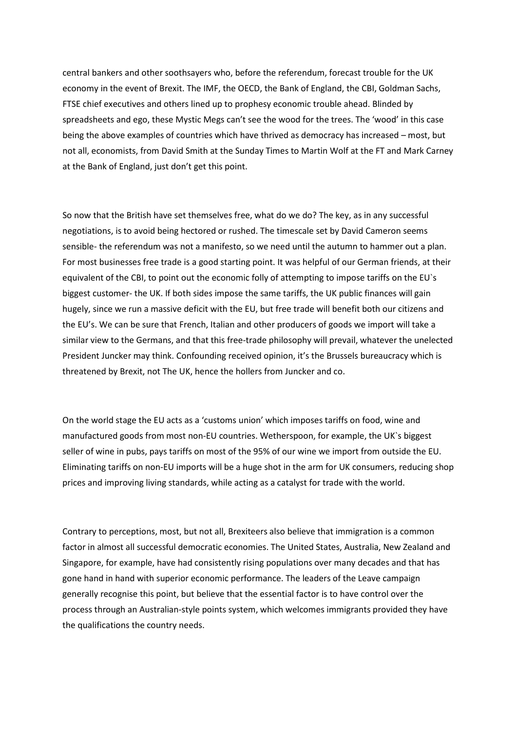central bankers and other soothsayers who, before the referendum, forecast trouble for the UK economy in the event of Brexit. The IMF, the OECD, the Bank of England, the CBI, Goldman Sachs, FTSE chief executives and others lined up to prophesy economic trouble ahead. Blinded by spreadsheets and ego, these Mystic Megs can't see the wood for the trees. The 'wood' in this case being the above examples of countries which have thrived as democracy has increased – most, but not all, economists, from David Smith at the Sunday Times to Martin Wolf at the FT and Mark Carney at the Bank of England, just don't get this point.

So now that the British have set themselves free, what do we do? The key, as in any successful negotiations, is to avoid being hectored or rushed. The timescale set by David Cameron seems sensible- the referendum was not a manifesto, so we need until the autumn to hammer out a plan. For most businesses free trade is a good starting point. It was helpful of our German friends, at their equivalent of the CBI, to point out the economic folly of attempting to impose tariffs on the EU`s biggest customer- the UK. If both sides impose the same tariffs, the UK public finances will gain hugely, since we run a massive deficit with the EU, but free trade will benefit both our citizens and the EU's. We can be sure that French, Italian and other producers of goods we import will take a similar view to the Germans, and that this free-trade philosophy will prevail, whatever the unelected President Juncker may think. Confounding received opinion, it's the Brussels bureaucracy which is threatened by Brexit, not The UK, hence the hollers from Juncker and co.

On the world stage the EU acts as a 'customs union' which imposes tariffs on food, wine and manufactured goods from most non-EU countries. Wetherspoon, for example, the UK`s biggest seller of wine in pubs, pays tariffs on most of the 95% of our wine we import from outside the EU. Eliminating tariffs on non-EU imports will be a huge shot in the arm for UK consumers, reducing shop prices and improving living standards, while acting as a catalyst for trade with the world.

Contrary to perceptions, most, but not all, Brexiteers also believe that immigration is a common factor in almost all successful democratic economies. The United States, Australia, New Zealand and Singapore, for example, have had consistently rising populations over many decades and that has gone hand in hand with superior economic performance. The leaders of the Leave campaign generally recognise this point, but believe that the essential factor is to have control over the process through an Australian-style points system, which welcomes immigrants provided they have the qualifications the country needs.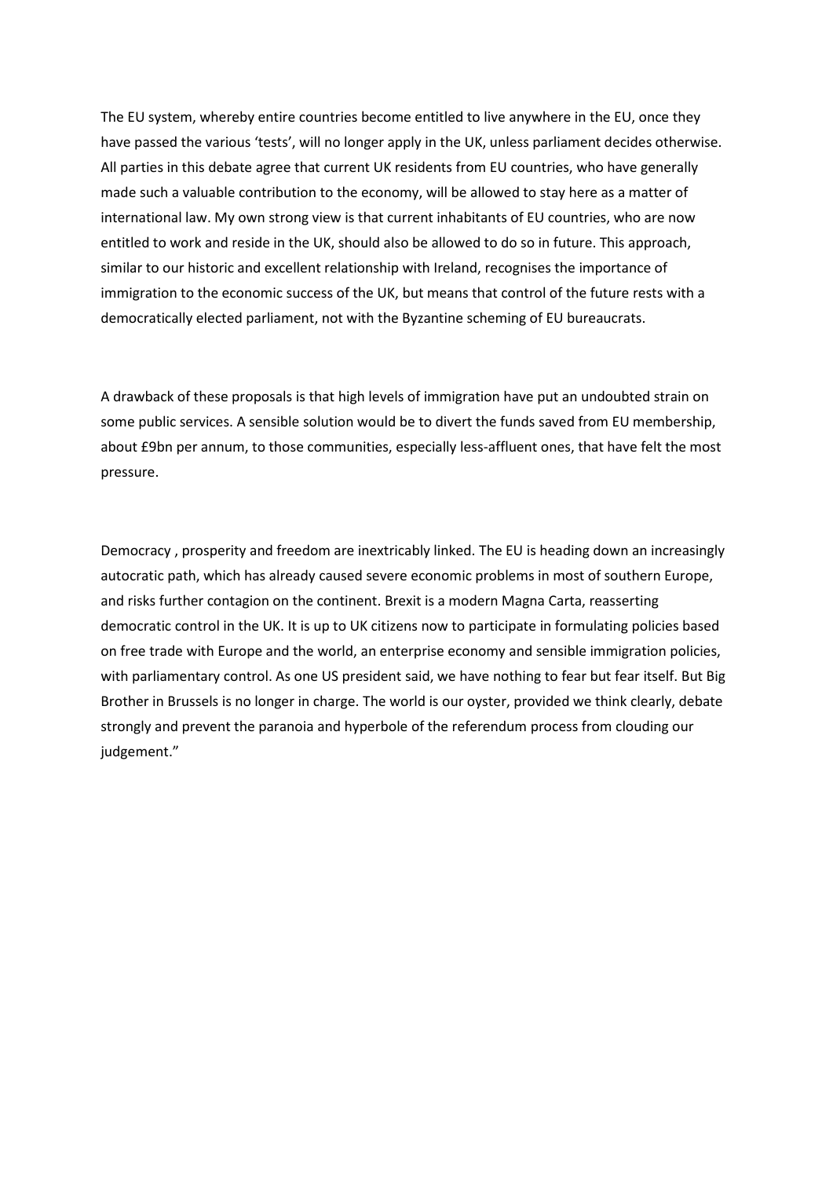The EU system, whereby entire countries become entitled to live anywhere in the EU, once they have passed the various 'tests', will no longer apply in the UK, unless parliament decides otherwise. All parties in this debate agree that current UK residents from EU countries, who have generally made such a valuable contribution to the economy, will be allowed to stay here as a matter of international law. My own strong view is that current inhabitants of EU countries, who are now entitled to work and reside in the UK, should also be allowed to do so in future. This approach, similar to our historic and excellent relationship with Ireland, recognises the importance of immigration to the economic success of the UK, but means that control of the future rests with a democratically elected parliament, not with the Byzantine scheming of EU bureaucrats.

A drawback of these proposals is that high levels of immigration have put an undoubted strain on some public services. A sensible solution would be to divert the funds saved from EU membership, about £9bn per annum, to those communities, especially less-affluent ones, that have felt the most pressure.

Democracy , prosperity and freedom are inextricably linked. The EU is heading down an increasingly autocratic path, which has already caused severe economic problems in most of southern Europe, and risks further contagion on the continent. Brexit is a modern Magna Carta, reasserting democratic control in the UK. It is up to UK citizens now to participate in formulating policies based on free trade with Europe and the world, an enterprise economy and sensible immigration policies, with parliamentary control. As one US president said, we have nothing to fear but fear itself. But Big Brother in Brussels is no longer in charge. The world is our oyster, provided we think clearly, debate strongly and prevent the paranoia and hyperbole of the referendum process from clouding our judgement."